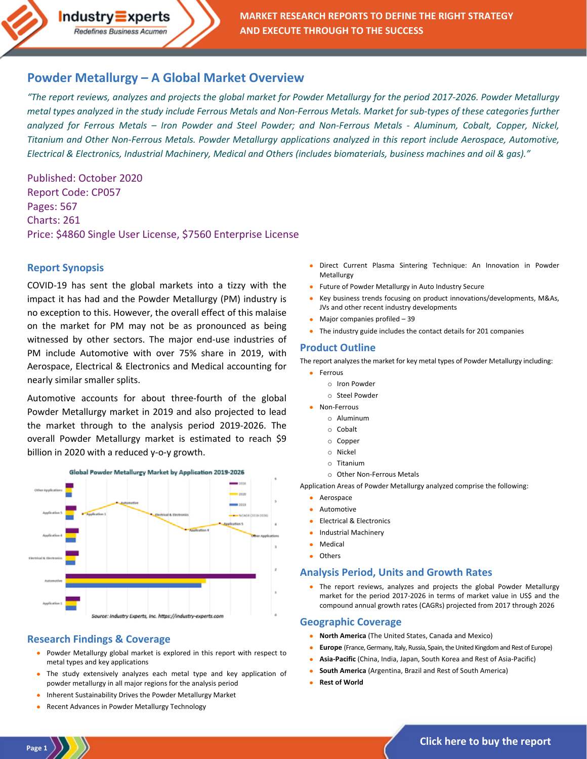# Powder Metallurgy – A Global Market Overview

*"The report reviews, analyzes and projects the global market for Powder Metallurgy for the period 2017-2026. Powder Metallurgy metal types analyzed in the study include Ferrous Metals and Non-Ferrous Metals. Market for sub-types of these categories further analyzed for Ferrous Metals – Iron Powder and Steel Powder; and Non-Ferrous Metals - Aluminum, Cobalt, Copper, Nickel, Titanium and Other Non-Ferrous Metals. Powder Metallurgy applications analyzed in this report include Aerospace, Automotive, Electrical & Electronics, Industrial Machinery, Medical and Others (includes biomaterials, business machines and oil & gas)."*

Published: October 2020
Report Code: CP057
Pages: 567
Charts: 261
Price: $4860 Single User License, $7560 Enterprise License

## Report Synopsis

COVID-19 has sent the global markets into a tizzy with the impact it has had and the Powder Metallurgy (PM) industry is no exception to this. However, the overall effect of this malaise on the market for PM may not be as pronounced as being witnessed by other sectors. The major end-use industries of PM include Automotive with over 75% share in 2019, with Aerospace, Electrical & Electronics and Medical accounting for nearly similar smaller splits.

Automotive accounts for about three-fourth of the global Powder Metallurgy market in 2019 and also projected to lead the market through to the analysis period 2019-2026. The overall Powder Metallurgy market is estimated to reach $9 billion in 2020 with a reduced y-o-y growth.

Global Powder Metallurgy Market by Application 2019-2026

Source: Industry Experts, Inc. https://industry-experts.com

## Research Findings & Coverage

- Powder Metallurgy global market is explored in this report with respect to metal types and key applications
- The study extensively analyzes each metal type and key application of powder metallurgy in all major regions for the analysis period
- Inherent Sustainability Drives the Powder Metallurgy Market
- Recent Advances in Powder Metallurgy Technology
- Direct Current Plasma Sintering Technique: An Innovation in Powder Metallurgy
- Future of Powder Metallurgy in Auto Industry Secure
- Key business trends focusing on product innovations/developments, M&As, JVs and other recent industry developments
- Major companies profiled – 39
- The industry guide includes the contact details for 201 companies

## Product Outline

The report analyzes the market for key metal types of Powder Metallurgy including:

- Ferrous
  - Iron Powder
  - Steel Powder
- Non-Ferrous
  - Aluminum
  - Cobalt
  - Copper
  - Nickel
  - Titanium
  - Other Non-Ferrous Metals

Application Areas of Powder Metallurgy analyzed comprise the following:

- Aerospace
- Automotive
- Electrical & Electronics
- Industrial Machinery
- Medical
- Others

## Analysis Period, Units and Growth Rates

- The report reviews, analyzes and projects the global Powder Metallurgy market for the period 2017-2026 in terms of market value in US$ and the compound annual growth rates (CAGRs) projected from 2017 through 2026

## Geographic Coverage

- **North America** (The United States, Canada and Mexico)
- **Europe** (France, Germany, Italy, Russia, Spain, the United Kingdom and Rest of Europe)
- **Asia-Pacific** (China, India, Japan, South Korea and Rest of Asia-Pacific)
- **South America** (Argentina, Brazil and Rest of South America)
- **Rest of World**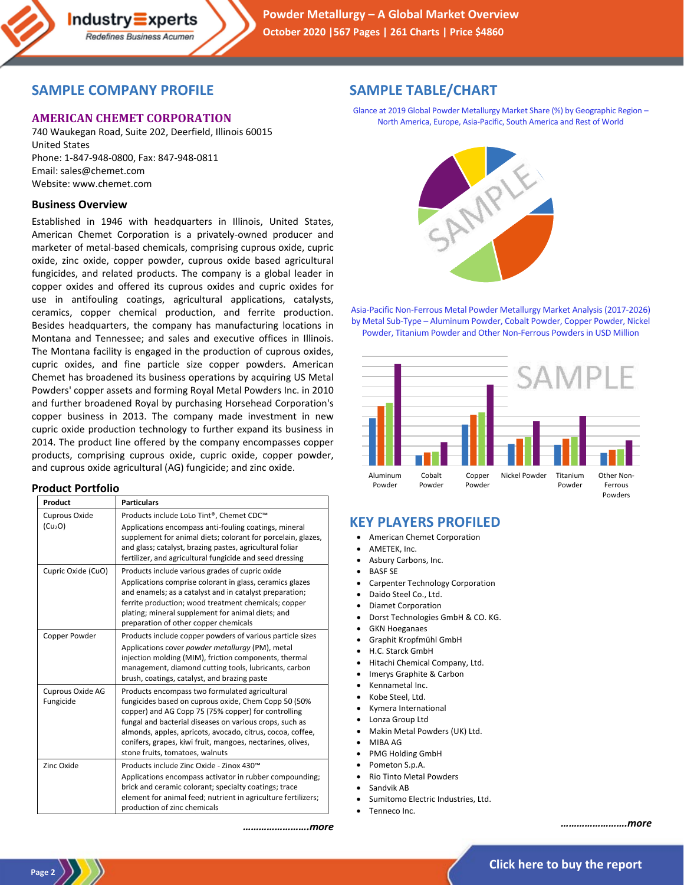## SAMPLE COMPANY PROFILE

### AMERICAN CHEMET CORPORATION

740 Waukegan Road, Suite 202, Deerfield, Illinois 60015
United States
Phone: 1-847-948-0800, Fax: 847-948-0811
Email: sales@chemet.com
Website: www.chemet.com

### Business Overview

Established in 1946 with headquarters in Illinois, United States, American Chemet Corporation is a privately-owned producer and marketer of metal-based chemicals, comprising cuprous oxide, cupric oxide, zinc oxide, copper powder, cuprous oxide based agricultural fungicides, and related products. The company is a global leader in copper oxides and offered its cuprous oxides and cupric oxides for use in antifouling coatings, agricultural applications, catalysts, ceramics, copper chemical production, and ferrite production. Besides headquarters, the company has manufacturing locations in Montana and Tennessee; and sales and executive offices in Illinois. The Montana facility is engaged in the production of cuprous oxides, cupric oxides, and fine particle size copper powders. American Chemet has broadened its business operations by acquiring US Metal Powders' copper assets and forming Royal Metal Powders Inc. in 2010 and further broadened Royal by purchasing Horsehead Corporation's copper business in 2013. The company made investment in new cupric oxide production technology to further expand its business in 2014. The product line offered by the company encompasses copper products, comprising cuprous oxide, cupric oxide, copper powder, and cuprous oxide agricultural (AG) fungicide; and zinc oxide.

### Product Portfolio

| Product | Particulars |
|---|---|
| Cuprous Oxide ($Cu_2O$) | Products include LoLo Tint®, Chemet CDC™<br>Applications encompass anti-fouling coatings, mineral supplement for animal diets; colorant for porcelain, glazes, and glass; catalyst, brazing pastes, agricultural foliar fertilizer, and agricultural fungicide and seed dressing |
| Cupric Oxide (CuO) | Products include various grades of cupric oxide<br>Applications comprise colorant in glass, ceramics glazes and enamels; as a catalyst and in catalyst preparation; ferrite production; wood treatment chemicals; copper plating; mineral supplement for animal diets; and preparation of other copper chemicals |
| Copper Powder | Products include copper powders of various particle sizes<br>Applications cover *powder metallurgy* (PM), metal injection molding (MIM), friction components, thermal management, diamond cutting tools, lubricants, carbon brush, coatings, catalyst, and brazing paste |
| Cuprous Oxide AG Fungicide | Products encompass two formulated agricultural fungicides based on cuprous oxide, Chem Copp 50 (50% copper) and AG Copp 75 (75% copper) for controlling fungal and bacterial diseases on various crops, such as almonds, apples, apricots, avocado, citrus, cocoa, coffee, conifers, grapes, kiwi fruit, mangoes, nectarines, olives, stone fruits, tomatoes, walnuts |
| Zinc Oxide | Products include Zinc Oxide - Zinox 430™<br>Applications encompass activator in rubber compounding; brick and ceramic colorant; specialty coatings; trace element for animal feed; nutrient in agriculture fertilizers; production of zinc chemicals |

***……………………more***

## SAMPLE TABLE/CHART

Glance at 2019 Global Powder Metallurgy Market Share (%) by Geographic Region – North America, Europe, Asia-Pacific, South America and Rest of World

Asia-Pacific Non-Ferrous Metal Powder Metallurgy Market Analysis (2017-2026) by Metal Sub-Type – Aluminum Powder, Cobalt Powder, Copper Powder, Nickel Powder, Titanium Powder and Other Non-Ferrous Powders in USD Million

## KEY PLAYERS PROFILED

- American Chemet Corporation
- AMETEK, Inc.
- Asbury Carbons, Inc.
- BASF SE
- Carpenter Technology Corporation
- Daido Steel Co., Ltd.
- Diamet Corporation
- Dorst Technologies GmbH & CO. KG.
- GKN Hoeganaes
- Graphit Kropfmühl GmbH
- H.C. Starck GmbH
- Hitachi Chemical Company, Ltd.
- Imerys Graphite & Carbon
- Kennametal Inc.
- Kobe Steel, Ltd.
- Kymera International
- Lonza Group Ltd
- Makin Metal Powders (UK) Ltd.
- MIBA AG
- PMG Holding GmbH
- Pometon S.p.A.
- Rio Tinto Metal Powders
- Sandvik AB
- Sumitomo Electric Industries, Ltd.
- Tenneco Inc.

***……………………more***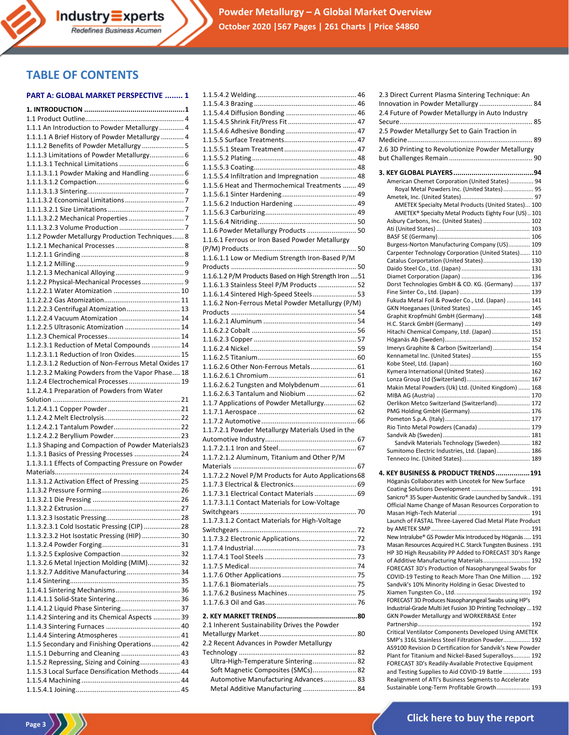# TABLE OF CONTENTS

## PART A: GLOBAL MARKET PERSPECTIVE ........ 1

**1. INTRODUCTION ................................................1**

1.1 Product Outline .................................................... 4
1.1.1 An Introduction to Powder Metallurgy ............ 4
1.1.1.1 A Brief History of Powder Metallurgy ............ 4
1.1.1.2 Benefits of Powder Metallurgy ...................... 5
1.1.1.3 Limitations of Powder Metallurgy .................. 6
1.1.1.3.1 Technical Limitations .................................. 6
1.1.1.3.1.1 Powder Making and Handling .................. 6
1.1.1.3.1.2 Compaction .............................................. 6
1.1.1.3.1.3 Sintering ................................................... 7
1.1.1.3.2 Economical Limitations ............................... 7
1.1.1.3.2.1 Size Limitations ........................................ 7
1.1.1.3.2.2 Mechanical Properties ............................. 7
1.1.1.3.2.3 Volume Production .................................. 7
1.1.2 Powder Metallurgy Production Techniques ...... 8
1.1.2.1 Mechanical Processes .................................... 8
1.1.2.1.1 Grinding ...................................................... 8
1.1.2.1.2 Milling .......................................................... 9
1.1.2.1.3 Mechanical Alloying ..................................... 9
1.1.2.2 Physical-Mechanical Processes ....................... 9
1.1.2.2.1 Water Atomization .................................... 10
1.1.2.2.2 Gas Atomization ......................................... 11
1.1.2.2.3 Centrifugal Atomization ............................. 13
1.1.2.2.4 Vacuum Atomization ................................. 14
1.1.2.2.5 Ultrasonic Atomization .............................. 14
1.1.2.3 Chemical Processes ....................................... 14
1.1.2.3.1 Reduction of Metal Compounds ............... 14
1.1.2.3.1.1 Reduction of Iron Oxides ........................ 15
1.1.2.3.1.2 Reduction of Non-Ferrous Metal Oxides 17
1.1.2.3.2 Making Powders from the Vapor Phase .... 18
1.1.2.4 Electrochemical Processes ............................ 19
1.1.2.4.1 Preparation of Powders from Water Solution ................................................................... 21
1.1.2.4.1.1 Copper Powder ....................................... 21
1.1.2.4.2 Melt Electrolysis ......................................... 22
1.1.2.4.2.1 Tantalum Powder ................................... 22
1.1.2.4.2.2 Beryllium Powder ................................... 23
1.1.3 Shaping and Compaction of Powder Materials 23
1.1.3.1 Basics of Pressing Processes ......................... 24
1.1.3.1.1 Effects of Compacting Pressure on Powder Materials .................................................................. 24
1.1.3.1.2 Activation Effect of Pressing ..................... 25
1.1.3.2 Pressure Forming .......................................... 26
1.1.3.2.1 Die Pressing ............................................... 26
1.1.3.2.2 Extrusion ................................................... 27
1.1.3.2.3 Isostatic Pressing ....................................... 28
1.1.3.2.3.1 Cold Isostatic Pressing (CIP) ................... 28
1.1.3.2.3.2 Hot Isostatic Pressing (HIP) .................... 30
1.1.3.2.4 Powder Forging .......................................... 31
1.1.3.2.5 Explosive Compaction ................................ 32
1.1.3.2.6 Metal Injection Molding (MIM) ................. 32
1.1.3.2.7 Additive Manufacturing ............................. 34
1.1.4 Sintering .......................................................... 35
1.1.4.1 Sintering Mechanisms ................................... 36
1.1.4.1.1 Solid-State Sintering .................................. 36
1.1.4.1.2 Liquid Phase Sintering ............................... 37
1.1.4.2 Sintering and its Chemical Aspects .............. 39
1.1.4.3 Sintering Furnaces ........................................ 40
1.1.4.4 Sintering Atmospheres ................................. 41
1.1.5 Secondary and Finishing Operations .............. 42
1.1.5.1 Deburring and Cleaning ............................... 43
1.1.5.2 Repressing, Sizing and Coining ..................... 43
1.1.5.3 Local Surface Densification Methods ........... 44
1.1.5.4 Machining .................................................... 44
1.1.5.4.1 Joining ....................................................... 45
1.1.5.4.2 Welding ..................................................... 46
1.1.5.4.3 Brazing ...................................................... 46
1.1.5.4.4 Diffusion Bonding ..................................... 46
1.1.5.4.5 Shrink Fit/Press Fit .................................... 47
1.1.5.4.6 Adhesive Bonding ..................................... 47
1.1.5.5 Surface Treatments ...................................... 47
1.1.5.5.1 Steam Treatment ....................................... 47
1.1.5.5.2 Plating ....................................................... 48
1.1.5.5.3 Coating ...................................................... 48
1.1.5.5.4 Infiltration and Impregnation ................... 48
1.1.5.6 Heat and Thermochemical Treatments ....... 49
1.1.5.6.1 Sinter Hardening ....................................... 49
1.1.5.6.2 Induction Hardening ................................. 49
1.1.5.6.3 Carburizing ................................................ 49
1.1.5.6.4 Nitriding .................................................... 50
1.1.6 Powder Metallurgy Products .......................... 50
1.1.6.1 Ferrous or Iron Based Powder Metallurgy (P/M) Products ........................................................ 50
1.1.6.1.1 Low or Medium Strength Iron-Based P/M Products .................................................................. 50
1.1.6.1.2 P/M Products Based on High Strength Iron .... 51
1.1.6.1.3 Stainless Steel P/M Products .................... 52
1.1.6.1.4 Sintered High-Speed Steels ....................... 53
1.1.6.2 Non-Ferrous Metal Powder Metallurgy (P/M) Products .................................................................. 54
1.1.6.2.1 Aluminum ................................................. 54
1.1.6.2.2 Cobalt ....................................................... 56
1.1.6.2.3 Copper ...................................................... 57
1.1.6.2.4 Nickel ........................................................ 59
1.1.6.2.5 Titanium .................................................... 60
1.1.6.2.6 Other Non-Ferrous Metals ........................ 61
1.1.6.2.6.1 Chromium ............................................. 61
1.1.6.2.6.2 Tungsten and Molybdenum .................. 61
1.1.6.2.6.3 Tantalum and Niobium ......................... 62
1.1.7 Applications of Powder Metallurgy ................. 62
1.1.7.1 Aerospace .................................................... 62
1.1.7.2 Automotive .................................................. 66
1.1.7.2.1 Powder Metallurgy Materials Used in the Automotive Industry ............................................... 67
1.1.7.2.1.1 Iron and Steel ......................................... 67
1.1.7.2.1.2 Aluminum, Titanium and Other P/M Materials ................................................................. 67
1.1.7.2.2 Novel P/M Products for Auto Applications 68
1.1.7.3 Electrical & Electronics ................................. 69
1.1.7.3.1 Electrical Contact Materials ...................... 69
1.1.7.3.1.1 Contact Materials for Low-Voltage Switchgears ............................................................. 70
1.1.7.3.1.2 Contact Materials for High-Voltage Switchgears ............................................................. 72
1.1.7.3.2 Electronic Applications .............................. 72
1.1.7.4 Industrial ...................................................... 73
1.1.7.4.1 Tool Steels ................................................. 73
1.1.7.5 Medical ........................................................ 74
1.1.7.6 Other Applications ....................................... 75
1.1.7.6.1 Biomaterials .............................................. 75
1.1.7.6.2 Business Machines .................................... 75
1.1.7.6.3 Oil and Gas ................................................ 76

**2. KEY MARKET TRENDS ........................................80**

2.1 Inherent Sustainability Drives the Powder Metallurgy Market ................................................... 80
2.2 Recent Advances in Powder Metallurgy Technology ............................................................. 82
- Ultra-High-Temperature Sintering ....................... 82
- Soft Magnetic Composites (SMCs) ....................... 82
- Automotive Manufacturing Advances ................. 83
- Metal Additive Manufacturing ............................ 84

2.3 Direct Current Plasma Sintering Technique: An Innovation in Powder Metallurgy ............................ 84
2.4 Future of Powder Metallurgy in Auto Industry Secure ...................................................................... 85
2.5 Powder Metallurgy Set to Gain Traction in Medicine .................................................................. 89
2.6 3D Printing to Revolutionize Powder Metallurgy but Challenges Remain ............................................ 90

**3. KEY GLOBAL PLAYERS ........................................94**

American Chemet Corporation (United States) .............. 94
- Royal Metal Powders Inc. (United States) .................. 95

Ametek, Inc. (United States) ........................................... 97
- AMETEK Specialty Metal Products (United States)... 100
- AMETEK® Specialty Metal Products Eighty Four (US) .. 101

Asbury Carbons, Inc. (United States) ............................ 102
Ati (United States) ........................................................ 103
BASF SE (Germany) ....................................................... 106
Burgess-Norton Manufacturing Company (US)............. 109
Carpenter Technology Corporation (United States) ...... 110
Catalus Corportation (United States) ............................ 130
Daido Steel Co., Ltd. (Japan) ......................................... 131
Diamet Corporation (Japan) .......................................... 136
Dorst Technologies GmbH & CO. KG. (Germany) .......... 137
Fine Sinter Co., Ltd. (Japan) .......................................... 139
Fukuda Metal Foil & Powder Co., Ltd. (Japan) .............. 141
GKN Hoeganaes (United States) ................................... 145
Graphit Kropfmühl GmbH (Germany) ........................... 148
H.C. Starck GmbH (Germany) ....................................... 149
Hitachi Chemical Company, Ltd. (Japan) ....................... 151
Höganäs Ab (Sweden) .................................................. 152
Imerys Graphite & Carbon (Switzerland) ...................... 154
Kennametal Inc. (United States) ................................... 155
Kobe Steel, Ltd. (Japan) ................................................ 160
Kymera International (United States) ........................... 162
Lonza Group Ltd (Switzerland) ...................................... 167
Makin Metal Powders (Uk) Ltd. (United Kingdom) ....... 168
MIBA AG (Austria) ........................................................ 170
Oerlikon Metco Switzerland (Switzerland) .................... 172
PMG Holding GmbH (Germany) .................................... 176
Pometon S.p.A. (Italy) ................................................... 177
Rio Tinto Metal Powders (Canada) ............................... 179
Sandvik Ab (Sweden) .................................................... 181
- Sandvik Materials Technology (Sweden) .................. 182

Sumitomo Electric Industries, Ltd. (Japan) .................... 186
Tenneco Inc. (United States) ......................................... 189

**4. KEY BUSINESS & PRODUCT TRENDS .................191**

Höganäs Collaborates with Lincotek for New Surface Coating Solutions Development .................................. 191
Sanicro® 35 Super-Austenitic Grade Launched by Sandvik .. 191
Official Name Change of Masan Resources Corporation to Masan High-Tech Material ........................................... 191
Launch of FASTAL Three-Layered Clad Metal Plate Product by AMETEK SMP .......................................................... 191
New Intralube® GS Powder Mix Introduced by Höganäs ..... 191
Masan Resources Acquired H.C. Starck Tungsten Business . 191
HP 3D High Reusability PP Added to FORECAST 3D's Range of Additive Manufacturing Materials ............................ 192
FORECAST 3D's Production of Nasopharyngeal Swabs for COVID-19 Testing to Reach More Than One Million ..... 192
Sandvik's 10% Minority Holding in Gesac Divested to Xiamen Tungsten Co., Ltd. ............................................ 192
FORECAST 3D Produces Nasopharyngeal Swabs using HP's Industrial-Grade Multi Jet Fusion 3D Printing Technology ... 192
GKN Powder Metallurgy and WORKERBASE Enter Partnership .................................................................. 192
Critical Ventilator Components Developed Using AMETEK SMP's 316L Stainless Steel Filtration Powder ................ 192
AS9100 Revision D Certification for Sandvik's New Powder Plant for Titanium and Nickel-Based Superalloys .......... 192
FORECAST 3D's Readily-Available Protective Equipment and Testing Supplies to Aid COVID-19 Battle ................ 193
Realignment of ATI's Business Segments to Accelerate Sustainable Long-Term Profitable Growth ..................... 193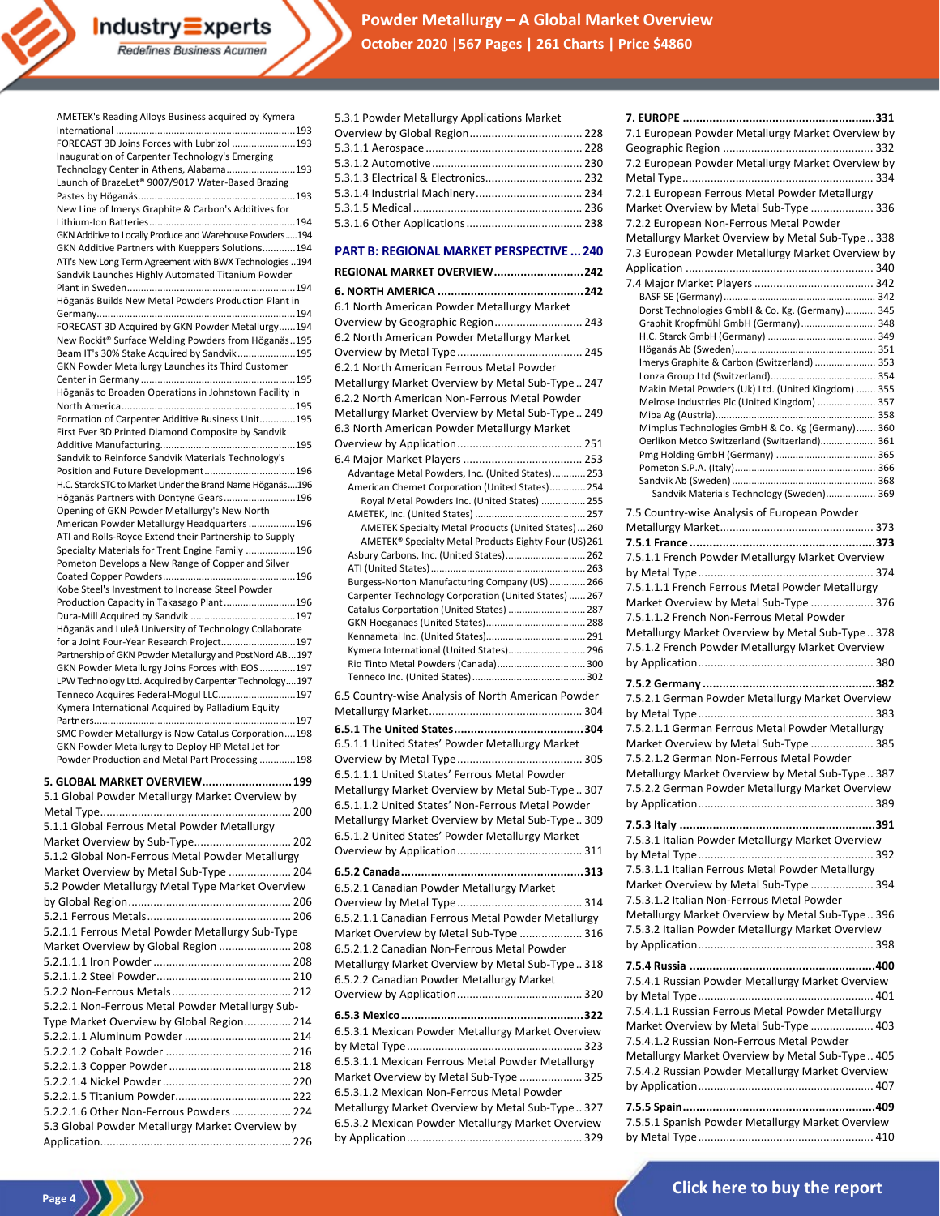AMETEK's Reading Alloys Business acquired by Kymera International ....193
FORECAST 3D Joins Forces with Lubrizol ....193
Inauguration of Carpenter Technology's Emerging Technology Center in Athens, Alabama ....193
Launch of BrazeLet® 9007/9017 Water-Based Brazing Pastes by Höganäs ....193
New Line of Imerys Graphite & Carbon's Additives for Lithium-Ion Batteries ....194
GKN Additive to Locally Produce and Warehouse Powders ....194
GKN Additive Partners with Kueppers Solutions ....194
ATI's New Long Term Agreement with BWX Technologies ....194
Sandvik Launches Highly Automated Titanium Powder Plant in Sweden ....194
Höganäs Builds New Metal Powders Production Plant in Germany ....194
FORECAST 3D Acquired by GKN Powder Metallurgy ....194
New Rockit® Surface Welding Powders from Höganäs ....195
Beam IT's 30% Stake Acquired by Sandvik ....195
GKN Powder Metallurgy Launches its Third Customer Center in Germany ....195
Höganäs to Broaden Operations in Johnstown Facility in North America ....195
Formation of Carpenter Additive Business Unit ....195
First Ever 3D Printed Diamond Composite by Sandvik Additive Manufacturing ....195
Sandvik to Reinforce Sandvik Materials Technology's Position and Future Development ....196
H.C. Starck STC to Market Under the Brand Name Höganäs ....196
Höganäs Partners with Dontyne Gears ....196
Opening of GKN Powder Metallurgy's New North American Powder Metallurgy Headquarters ....196
ATI and Rolls-Royce Extend their Partnership to Supply Specialty Materials for Trent Engine Family ....196
Pometon Develops a New Range of Copper and Silver Coated Copper Powders ....196
Kobe Steel's Investment to Increase Steel Powder Production Capacity in Takasago Plant ....196
Dura-Mill Acquired by Sandvik ....197
Höganäs and Luleå University of Technology Collaborate for a Joint Four-Year Research Project ....197
Partnership of GKN Powder Metallurgy and PostNord AB ....197
GKN Powder Metallurgy Joins Forces with EOS ....197
LPW Technology Ltd. Acquired by Carpenter Technology ....197
Tenneco Acquires Federal-Mogul LLC ....197
Kymera International Acquired by Palladium Equity Partners ....197
SMC Powder Metallurgy is Now Catalus Corporation ....198
GKN Powder Metallurgy to Deploy HP Metal Jet for Powder Production and Metal Part Processing ....198

**5. GLOBAL MARKET OVERVIEW ....199**

5.1 Global Powder Metallurgy Market Overview by Metal Type ....200
5.1.1 Global Ferrous Metal Powder Metallurgy Market Overview by Sub-Type ....202
5.1.2 Global Non-Ferrous Metal Powder Metallurgy Market Overview by Metal Sub-Type ....204
5.2 Powder Metallurgy Metal Type Market Overview by Global Region ....206
5.2.1 Ferrous Metals ....206
5.2.1.1 Ferrous Metal Powder Metallurgy Sub-Type Market Overview by Global Region ....208
5.2.1.1.1 Iron Powder ....208
5.2.1.1.2 Steel Powder ....210
5.2.2 Non-Ferrous Metals ....212
5.2.2.1 Non-Ferrous Metal Powder Metallurgy Sub-Type Market Overview by Global Region ....214
5.2.2.1.1 Aluminum Powder ....214
5.2.2.1.2 Cobalt Powder ....216
5.2.2.1.3 Copper Powder ....218
5.2.2.1.4 Nickel Powder ....220
5.2.2.1.5 Titanium Powder ....222
5.2.2.1.6 Other Non-Ferrous Powders ....224
5.3 Global Powder Metallurgy Market Overview by Application ....226
5.3.1 Powder Metallurgy Applications Market Overview by Global Region ....228
5.3.1.1 Aerospace ....228
5.3.1.2 Automotive ....230
5.3.1.3 Electrical & Electronics ....232
5.3.1.4 Industrial Machinery ....234
5.3.1.5 Medical ....236
5.3.1.6 Other Applications ....238

## PART B: REGIONAL MARKET PERSPECTIVE ....240

**REGIONAL MARKET OVERVIEW ....242**

**6. NORTH AMERICA ....242**

6.1 North American Powder Metallurgy Market Overview by Geographic Region ....243
6.2 North American Powder Metallurgy Market Overview by Metal Type ....245
6.2.1 North American Ferrous Metal Powder Metallurgy Market Overview by Metal Sub-Type ....247
6.2.2 North American Non-Ferrous Metal Powder Metallurgy Market Overview by Metal Sub-Type ....249
6.3 North American Powder Metallurgy Market Overview by Application ....251
6.4 Major Market Players ....253
- Advantage Metal Powders, Inc. (United States) ....253
- American Chemet Corporation (United States) ....254
  - Royal Metal Powders Inc. (United States) ....255
- AMETEK, Inc. (United States) ....257
  - AMETEK Specialty Metal Products (United States) ....260
  - AMETEK® Specialty Metal Products Eighty Four (US) ....261
- Asbury Carbons, Inc. (United States) ....262
- ATI (United States) ....263
- Burgess-Norton Manufacturing Company (US) ....266
- Carpenter Technology Corporation (United States) ....267
- Catalus Corporation (United States) ....287
- GKN Hoeganaes (United States) ....288
- Kennametal Inc. (United States) ....291
- Kymera International (United States) ....296
- Rio Tinto Metal Powders (Canada) ....300
- Tenneco Inc. (United States) ....302

6.5 Country-wise Analysis of North American Powder Metallurgy Market ....304

**6.5.1 The United States ....304**

6.5.1.1 United States' Powder Metallurgy Market Overview by Metal Type ....305
6.5.1.1.1 United States' Ferrous Metal Powder Metallurgy Market Overview by Metal Sub-Type ....307
6.5.1.1.2 United States' Non-Ferrous Metal Powder Metallurgy Market Overview by Metal Sub-Type ....309
6.5.1.2 United States' Powder Metallurgy Market Overview by Application ....311

**6.5.2 Canada ....313**

6.5.2.1 Canadian Powder Metallurgy Market Overview by Metal Type ....314
6.5.2.1.1 Canadian Ferrous Metal Powder Metallurgy Market Overview by Metal Sub-Type ....316
6.5.2.1.2 Canadian Non-Ferrous Metal Powder Metallurgy Market Overview by Metal Sub-Type ....318
6.5.2.2 Canadian Powder Metallurgy Market Overview by Application ....320

**6.5.3 Mexico ....322**

6.5.3.1 Mexican Powder Metallurgy Market Overview by Metal Type ....323
6.5.3.1.1 Mexican Ferrous Metal Powder Metallurgy Market Overview by Metal Sub-Type ....325
6.5.3.1.2 Mexican Non-Ferrous Metal Powder Metallurgy Market Overview by Metal Sub-Type ....327
6.5.3.2 Mexican Powder Metallurgy Market Overview by Application ....329

**7. EUROPE ....331**

7.1 European Powder Metallurgy Market Overview by Geographic Region ....332
7.2 European Powder Metallurgy Market Overview by Metal Type ....334
7.2.1 European Ferrous Metal Powder Metallurgy Market Overview by Metal Sub-Type ....336
7.2.2 European Non-Ferrous Metal Powder Metallurgy Market Overview by Metal Sub-Type ....338
7.3 European Powder Metallurgy Market Overview by Application ....340
7.4 Major Market Players ....342
- BASF SE (Germany) ....342
- Dorst Technologies GmbH & Co. Kg. (Germany) ....345
- Graphit Kropfmühl GmbH (Germany) ....348
- H.C. Starck GmbH (Germany) ....349
- Höganäs Ab (Sweden) ....351
- Imerys Graphite & Carbon (Switzerland) ....353
- Lonza Group Ltd (Switzerland) ....354
- Makin Metal Powders (Uk) Ltd. (United Kingdom) ....355
- Melrose Industries Plc (United Kingdom) ....357
- Miba Ag (Austria) ....358
- Mimplus Technologies GmbH & Co. Kg (Germany) ....360
- Oerlikon Metco Switzerland (Switzerland) ....361
- Pmg Holding GmbH (Germany) ....365
- Pometon S.P.A. (Italy) ....366
- Sandvik Ab (Sweden) ....368
  - Sandvik Materials Technology (Sweden) ....369

7.5 Country-wise Analysis of European Powder Metallurgy Market ....373

**7.5.1 France ....373**

7.5.1.1 French Powder Metallurgy Market Overview by Metal Type ....374
7.5.1.1.1 French Ferrous Metal Powder Metallurgy Market Overview by Metal Sub-Type ....376
7.5.1.1.2 French Non-Ferrous Metal Powder Metallurgy Market Overview by Metal Sub-Type ....378
7.5.1.2 French Powder Metallurgy Market Overview by Application ....380

**7.5.2 Germany ....382**

7.5.2.1 German Powder Metallurgy Market Overview by Metal Type ....383
7.5.2.1.1 German Ferrous Metal Powder Metallurgy Market Overview by Metal Sub-Type ....385
7.5.2.1.2 German Non-Ferrous Metal Powder Metallurgy Market Overview by Metal Sub-Type ....387
7.5.2.2 German Powder Metallurgy Market Overview by Application ....389

**7.5.3 Italy ....391**

7.5.3.1 Italian Powder Metallurgy Market Overview by Metal Type ....392
7.5.3.1.1 Italian Ferrous Metal Powder Metallurgy Market Overview by Metal Sub-Type ....394
7.5.3.1.2 Italian Non-Ferrous Metal Powder Metallurgy Market Overview by Metal Sub-Type ....396
7.5.3.2 Italian Powder Metallurgy Market Overview by Application ....398

**7.5.4 Russia ....400**

7.5.4.1 Russian Powder Metallurgy Market Overview by Metal Type ....401
7.5.4.1.1 Russian Ferrous Metal Powder Metallurgy Market Overview by Metal Sub-Type ....403
7.5.4.1.2 Russian Non-Ferrous Metal Powder Metallurgy Market Overview by Metal Sub-Type ....405
7.5.4.2 Russian Powder Metallurgy Market Overview by Application ....407

**7.5.5 Spain ....409**

7.5.5.1 Spanish Powder Metallurgy Market Overview by Metal Type ....410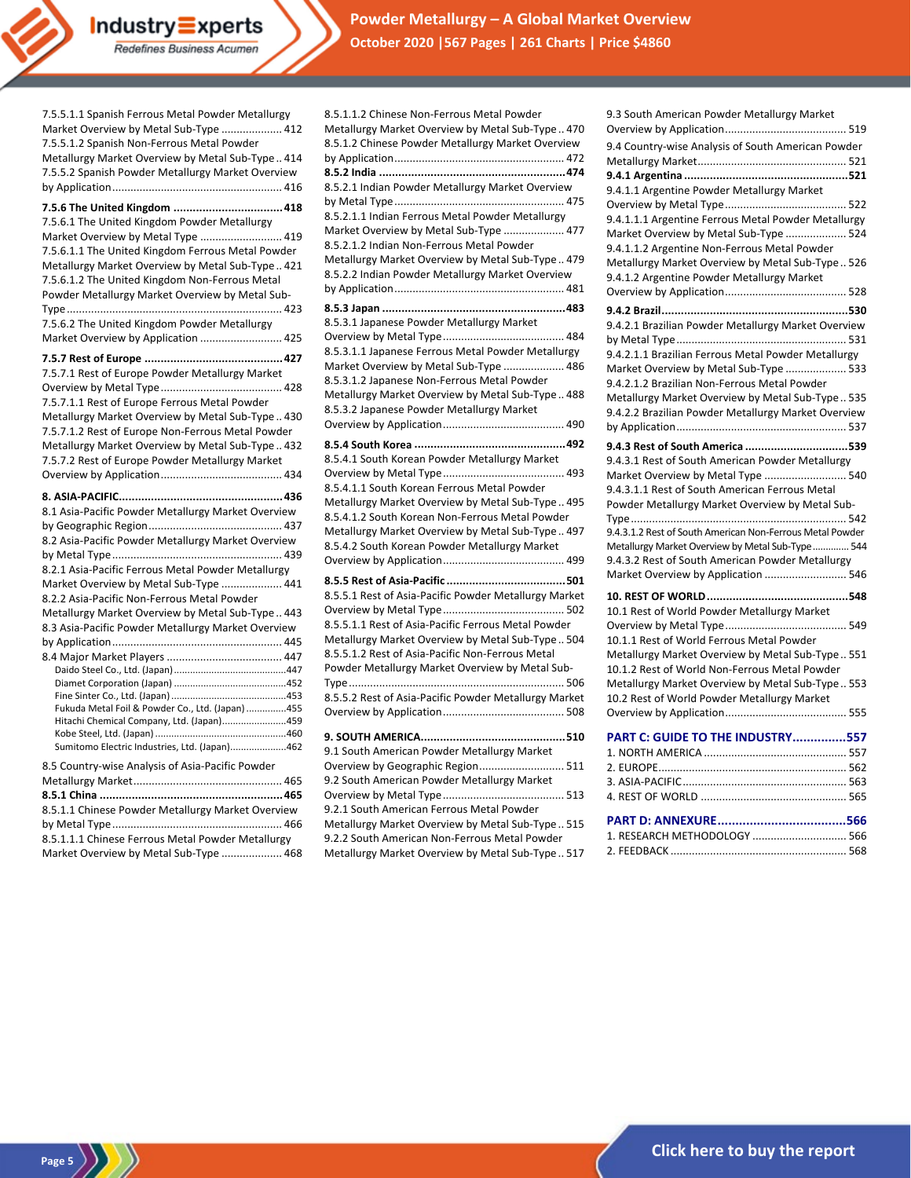7.5.5.1.1 Spanish Ferrous Metal Powder Metallurgy Market Overview by Metal Sub-Type .................... 412
7.5.5.1.2 Spanish Non-Ferrous Metal Powder Metallurgy Market Overview by Metal Sub-Type .. 414
7.5.5.2 Spanish Powder Metallurgy Market Overview by Application ....................................................... 416

**7.5.6 The United Kingdom .................................. 418**
7.5.6.1 The United Kingdom Powder Metallurgy Market Overview by Metal Type ........................... 419
7.5.6.1.1 The United Kingdom Ferrous Metal Powder Metallurgy Market Overview by Metal Sub-Type .. 421
7.5.6.1.2 The United Kingdom Non-Ferrous Metal Powder Metallurgy Market Overview by Metal Sub-Type ...................................................................... 423
7.5.6.2 The United Kingdom Powder Metallurgy Market Overview by Application ........................... 425

**7.5.7 Rest of Europe ........................................... 427**
7.5.7.1 Rest of Europe Powder Metallurgy Market Overview by Metal Type ........................................ 428
7.5.7.1.1 Rest of Europe Ferrous Metal Powder Metallurgy Market Overview by Metal Sub-Type .. 430
7.5.7.1.2 Rest of Europe Non-Ferrous Metal Powder Metallurgy Market Overview by Metal Sub-Type .. 432
7.5.7.2 Rest of Europe Powder Metallurgy Market Overview by Application ........................................ 434

**8. ASIA-PACIFIC.................................................. 436**
8.1 Asia-Pacific Powder Metallurgy Market Overview by Geographic Region ............................................ 437
8.2 Asia-Pacific Powder Metallurgy Market Overview by Metal Type ........................................................ 439
8.2.1 Asia-Pacific Ferrous Metal Powder Metallurgy Market Overview by Metal Sub-Type .................... 441
8.2.2 Asia-Pacific Non-Ferrous Metal Powder Metallurgy Market Overview by Metal Sub-Type .. 443
8.3 Asia-Pacific Powder Metallurgy Market Overview by Application ........................................................ 445
8.4 Major Market Players ...................................... 447
Daido Steel Co., Ltd. (Japan) ..........................................447
Diamet Corporation (Japan) ..........................................452
Fine Sinter Co., Ltd. (Japan) ...........................................453
Fukuda Metal Foil & Powder Co., Ltd. (Japan) ...............455
Hitachi Chemical Company, Ltd. (Japan)........................459
Kobe Steel, Ltd. (Japan) .................................................460
Sumitomo Electric Industries, Ltd. (Japan).....................462

8.5 Country-wise Analysis of Asia-Pacific Powder Metallurgy Market................................................ 465
**8.5.1 China ........................................................ 465**
8.5.1.1 Chinese Powder Metallurgy Market Overview by Metal Type ....................................................... 466
8.5.1.1.1 Chinese Ferrous Metal Powder Metallurgy Market Overview by Metal Sub-Type .................... 468
8.5.1.1.2 Chinese Non-Ferrous Metal Powder Metallurgy Market Overview by Metal Sub-Type .. 470
8.5.1.2 Chinese Powder Metallurgy Market Overview by Application ....................................................... 472
**8.5.2 India ......................................................... 474**
8.5.2.1 Indian Powder Metallurgy Market Overview by Metal Type ....................................................... 475
8.5.2.1.1 Indian Ferrous Metal Powder Metallurgy Market Overview by Metal Sub-Type .................... 477
8.5.2.1.2 Indian Non-Ferrous Metal Powder Metallurgy Market Overview by Metal Sub-Type .. 479
8.5.2.2 Indian Powder Metallurgy Market Overview by Application ....................................................... 481
**8.5.3 Japan ........................................................ 483**
8.5.3.1 Japanese Powder Metallurgy Market Overview by Metal Type ........................................ 484
8.5.3.1.1 Japanese Ferrous Metal Powder Metallurgy Market Overview by Metal Sub-Type .................... 486
8.5.3.1.2 Japanese Non-Ferrous Metal Powder Metallurgy Market Overview by Metal Sub-Type .. 488
8.5.3.2 Japanese Powder Metallurgy Market Overview by Application ........................................ 490

**8.5.4 South Korea .............................................. 492**
8.5.4.1 South Korean Powder Metallurgy Market Overview by Metal Type ........................................ 493
8.5.4.1.1 South Korean Ferrous Metal Powder Metallurgy Market Overview by Metal Sub-Type .. 495
8.5.4.1.2 South Korean Non-Ferrous Metal Powder Metallurgy Market Overview by Metal Sub-Type .. 497
8.5.4.2 South Korean Powder Metallurgy Market Overview by Application ........................................ 499

**8.5.5 Rest of Asia-Pacific .................................... 501**
8.5.5.1 Rest of Asia-Pacific Powder Metallurgy Market Overview by Metal Type ........................................ 502
8.5.5.1.1 Rest of Asia-Pacific Ferrous Metal Powder Metallurgy Market Overview by Metal Sub-Type .. 504
8.5.5.1.2 Rest of Asia-Pacific Non-Ferrous Metal Powder Metallurgy Market Overview by Metal Sub-Type ...................................................................... 506
8.5.5.2 Rest of Asia-Pacific Powder Metallurgy Market Overview by Application ........................................ 508

**9. SOUTH AMERICA............................................ 510**
9.1 South American Powder Metallurgy Market Overview by Geographic Region............................ 511
9.2 South American Powder Metallurgy Market Overview by Metal Type ........................................ 513
9.2.1 South American Ferrous Metal Powder Metallurgy Market Overview by Metal Sub-Type .. 515
9.2.2 South American Non-Ferrous Metal Powder Metallurgy Market Overview by Metal Sub-Type .. 517
9.3 South American Powder Metallurgy Market Overview by Application ........................................ 519
9.4 Country-wise Analysis of South American Powder Metallurgy Market................................................ 521
**9.4.1 Argentina .................................................. 521**
9.4.1.1 Argentine Powder Metallurgy Market Overview by Metal Type ........................................ 522
9.4.1.1.1 Argentine Ferrous Metal Powder Metallurgy Market Overview by Metal Sub-Type .................... 524
9.4.1.1.2 Argentine Non-Ferrous Metal Powder Metallurgy Market Overview by Metal Sub-Type .. 526
9.4.1.2 Argentine Powder Metallurgy Market Overview by Application ........................................ 528
**9.4.2 Brazil......................................................... 530**
9.4.2.1 Brazilian Powder Metallurgy Market Overview by Metal Type ....................................................... 531
9.4.2.1.1 Brazilian Ferrous Metal Powder Metallurgy Market Overview by Metal Sub-Type .................... 533
9.4.2.1.2 Brazilian Non-Ferrous Metal Powder Metallurgy Market Overview by Metal Sub-Type .. 535
9.4.2.2 Brazilian Powder Metallurgy Market Overview by Application ....................................................... 537

**9.4.3 Rest of South America ................................ 539**
9.4.3.1 Rest of South American Powder Metallurgy Market Overview by Metal Type ........................... 540
9.4.3.1.1 Rest of South American Ferrous Metal Powder Metallurgy Market Overview by Metal Sub-Type ...................................................................... 542
9.4.3.1.2 Rest of South American Non-Ferrous Metal Powder Metallurgy Market Overview by Metal Sub-Type............. 544
9.4.3.2 Rest of South American Powder Metallurgy Market Overview by Application ........................... 546

**10. REST OF WORLD ........................................... 548**
10.1 Rest of World Powder Metallurgy Market Overview by Metal Type ........................................ 549
10.1.1 Rest of World Ferrous Metal Powder Metallurgy Market Overview by Metal Sub-Type .. 551
10.1.2 Rest of World Non-Ferrous Metal Powder Metallurgy Market Overview by Metal Sub-Type .. 553
10.2 Rest of World Powder Metallurgy Market Overview by Application ........................................ 555

**PART C: GUIDE TO THE INDUSTRY............... 557**
1. NORTH AMERICA ............................................... 557
2. EUROPE............................................................. 562
3. ASIA-PACIFIC..................................................... 563
4. REST OF WORLD ................................................ 565

**PART D: ANNEXURE..................................... 566**
1. RESEARCH METHODOLOGY ............................... 566
2. FEEDBACK .......................................................... 568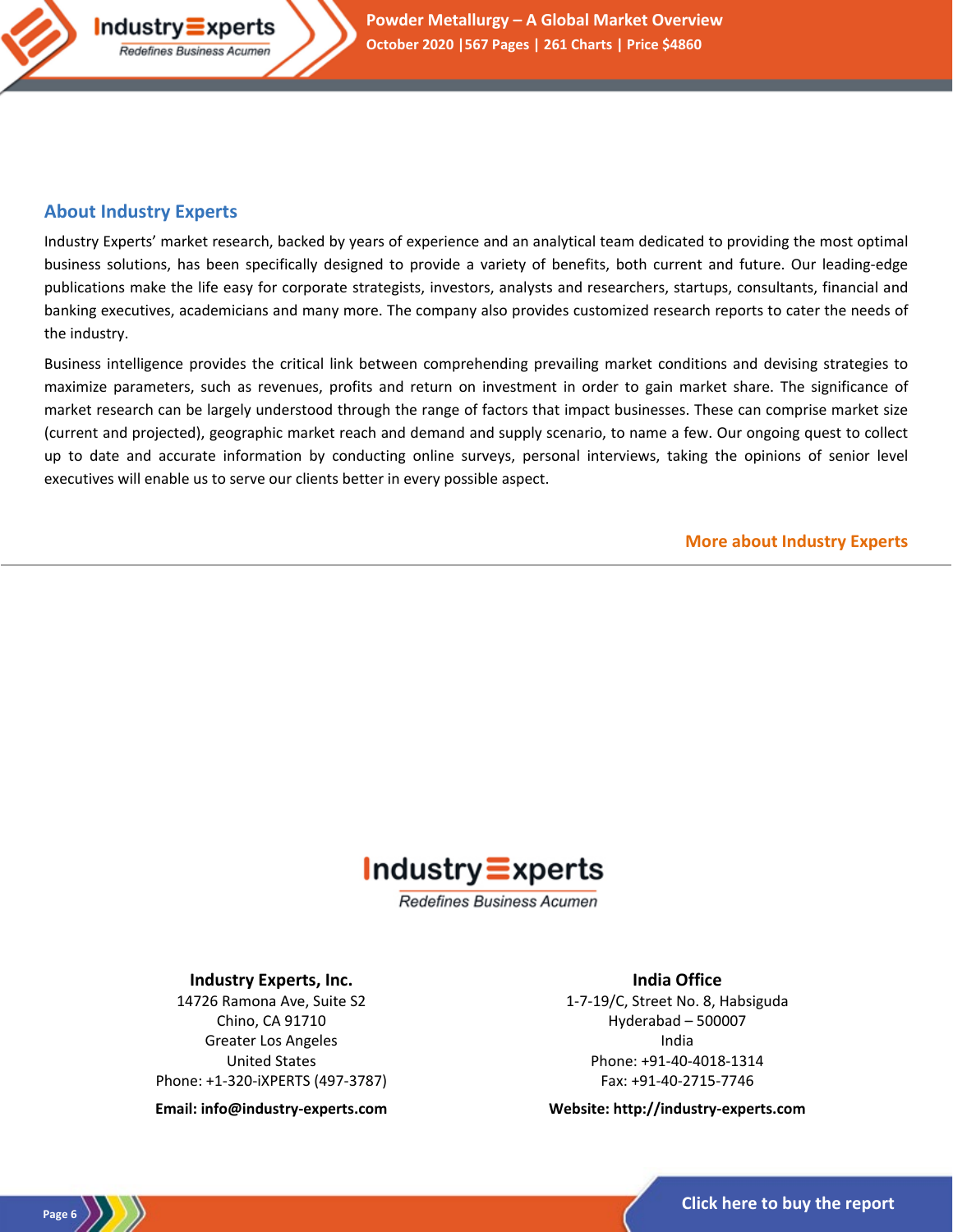## About Industry Experts

Industry Experts' market research, backed by years of experience and an analytical team dedicated to providing the most optimal business solutions, has been specifically designed to provide a variety of benefits, both current and future. Our leading-edge publications make the life easy for corporate strategists, investors, analysts and researchers, startups, consultants, financial and banking executives, academicians and many more. The company also provides customized research reports to cater the needs of the industry.

Business intelligence provides the critical link between comprehending prevailing market conditions and devising strategies to maximize parameters, such as revenues, profits and return on investment in order to gain market share. The significance of market research can be largely understood through the range of factors that impact businesses. These can comprise market size (current and projected), geographic market reach and demand and supply scenario, to name a few. Our ongoing quest to collect up to date and accurate information by conducting online surveys, personal interviews, taking the opinions of senior level executives will enable us to serve our clients better in every possible aspect.

**More about Industry Experts**

Industry Experts
*Redefines Business Acumen*

**Industry Experts, Inc.**
14726 Ramona Ave, Suite S2
Chino, CA 91710
Greater Los Angeles
United States
Phone: +1-320-iXPERTS (497-3787)

**Email: info@industry-experts.com**

**India Office**
1-7-19/C, Street No. 8, Habsiguda
Hyderabad – 500007
India
Phone: +91-40-4018-1314
Fax: +91-40-2715-7746

**Website: http://industry-experts.com**

**Click here to buy the report**